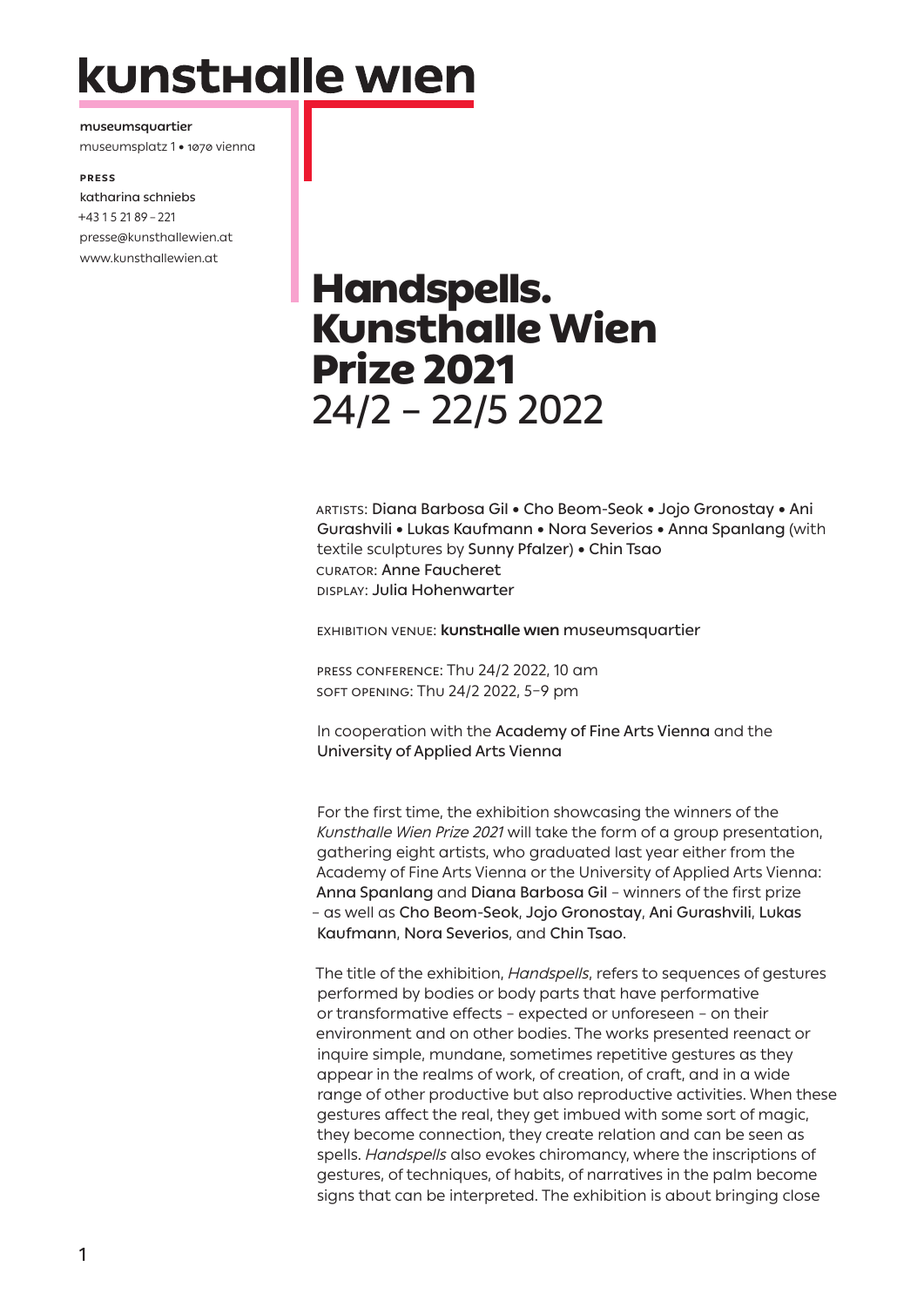**kunsthalle wien**

**museumsquartier**
museumsplatz 1 • 1070 vienna

**PRESS**
katharina schniebs
+43 1 5 21 89 – 221
presse@kunsthallewien.at
www.kunsthallewien.at

# Handspells. Kunsthalle Wien Prize 2021
## 24/2 – 22/5 2022

ARTISTS: Diana Barbosa Gil • Cho Beom-Seok • Jojo Gronostay • Ani Gurashvili • Lukas Kaufmann • Nora Severios • Anna Spanlang (with textile sculptures by Sunny Pfalzer) • Chin Tsao
CURATOR: Anne Faucheret
DISPLAY: Julia Hohenwarter

EXHIBITION VENUE: **kunsthalle wien** museumsquartier

PRESS CONFERENCE: Thu 24/2 2022, 10 am
SOFT OPENING: Thu 24/2 2022, 5–9 pm

In cooperation with the Academy of Fine Arts Vienna and the University of Applied Arts Vienna

For the first time, the exhibition showcasing the winners of the *Kunsthalle Wien Prize 2021* will take the form of a group presentation, gathering eight artists, who graduated last year either from the Academy of Fine Arts Vienna or the University of Applied Arts Vienna: Anna Spanlang and Diana Barbosa Gil – winners of the first prize – as well as Cho Beom-Seok, Jojo Gronostay, Ani Gurashvili, Lukas Kaufmann, Nora Severios, and Chin Tsao.

The title of the exhibition, *Handspells*, refers to sequences of gestures performed by bodies or body parts that have performative or transformative effects – expected or unforeseen – on their environment and on other bodies. The works presented reenact or inquire simple, mundane, sometimes repetitive gestures as they appear in the realms of work, of creation, of craft, and in a wide range of other productive but also reproductive activities. When these gestures affect the real, they get imbued with some sort of magic, they become connection, they create relation and can be seen as spells. *Handspells* also evokes chiromancy, where the inscriptions of gestures, of techniques, of habits, of narratives in the palm become signs that can be interpreted. The exhibition is about bringing close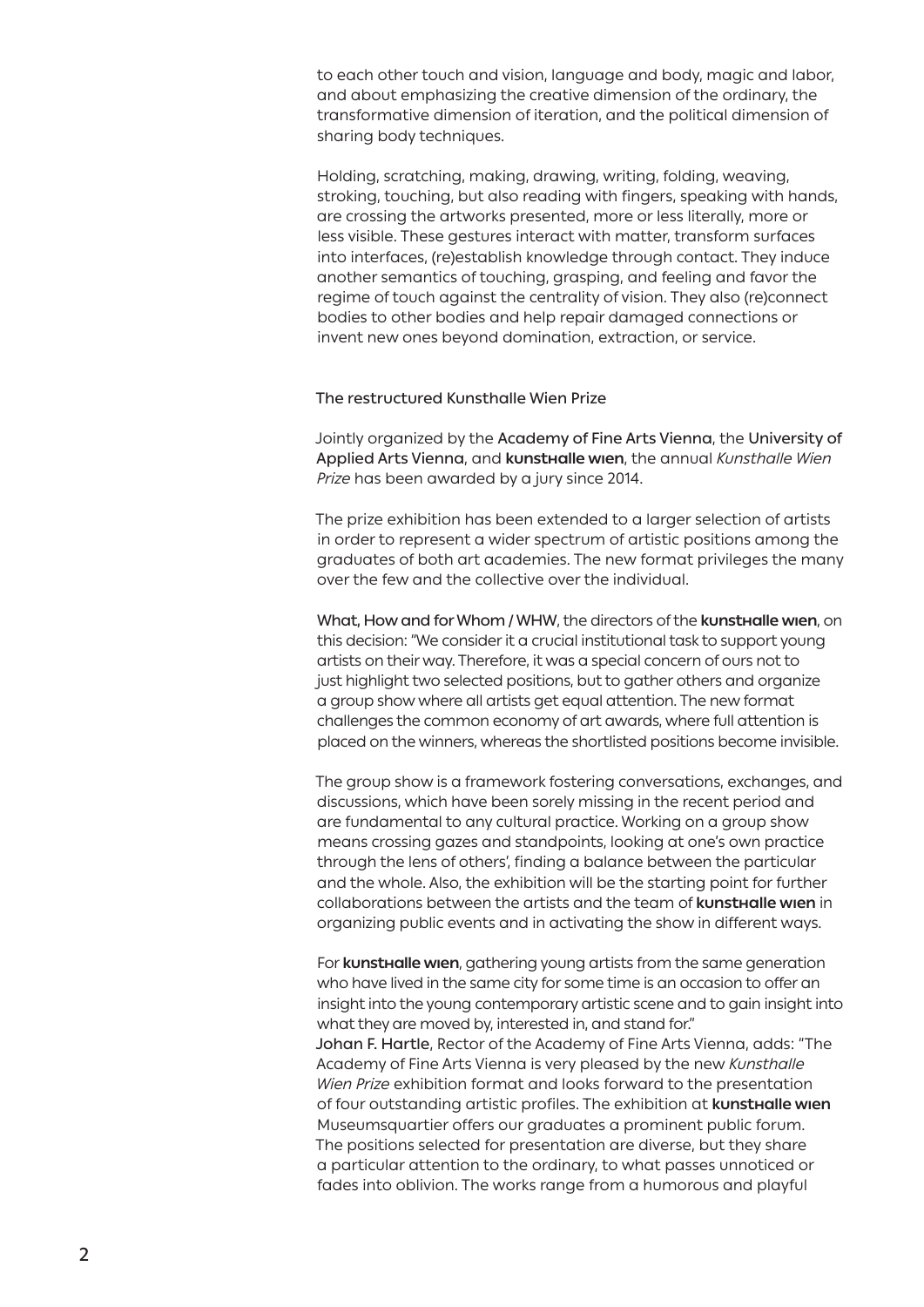to each other touch and vision, language and body, magic and labor, and about emphasizing the creative dimension of the ordinary, the transformative dimension of iteration, and the political dimension of sharing body techniques.

Holding, scratching, making, drawing, writing, folding, weaving, stroking, touching, but also reading with fingers, speaking with hands, are crossing the artworks presented, more or less literally, more or less visible. These gestures interact with matter, transform surfaces into interfaces, (re)establish knowledge through contact. They induce another semantics of touching, grasping, and feeling and favor the regime of touch against the centrality of vision. They also (re)connect bodies to other bodies and help repair damaged connections or invent new ones beyond domination, extraction, or service.

## The restructured Kunsthalle Wien Prize

Jointly organized by the Academy of Fine Arts Vienna, the University of Applied Arts Vienna, and **kunsthalle wien**, the annual *Kunsthalle Wien Prize* has been awarded by a jury since 2014.

The prize exhibition has been extended to a larger selection of artists in order to represent a wider spectrum of artistic positions among the graduates of both art academies. The new format privileges the many over the few and the collective over the individual.

What, How and for Whom / WHW, the directors of the **kunsthalle wien**, on this decision: "We consider it a crucial institutional task to support young artists on their way. Therefore, it was a special concern of ours not to just highlight two selected positions, but to gather others and organize a group show where all artists get equal attention. The new format challenges the common economy of art awards, where full attention is placed on the winners, whereas the shortlisted positions become invisible.

The group show is a framework fostering conversations, exchanges, and discussions, which have been sorely missing in the recent period and are fundamental to any cultural practice. Working on a group show means crossing gazes and standpoints, looking at one's own practice through the lens of others', finding a balance between the particular and the whole. Also, the exhibition will be the starting point for further collaborations between the artists and the team of **kunsthalle wien** in organizing public events and in activating the show in different ways.

For **kunsthalle wien**, gathering young artists from the same generation who have lived in the same city for some time is an occasion to offer an insight into the young contemporary artistic scene and to gain insight into what they are moved by, interested in, and stand for."
Johan F. Hartle, Rector of the Academy of Fine Arts Vienna, adds: "The Academy of Fine Arts Vienna is very pleased by the new *Kunsthalle Wien Prize* exhibition format and looks forward to the presentation of four outstanding artistic profiles. The exhibition at **kunsthalle wien** Museumsquartier offers our graduates a prominent public forum. The positions selected for presentation are diverse, but they share a particular attention to the ordinary, to what passes unnoticed or fades into oblivion. The works range from a humorous and playful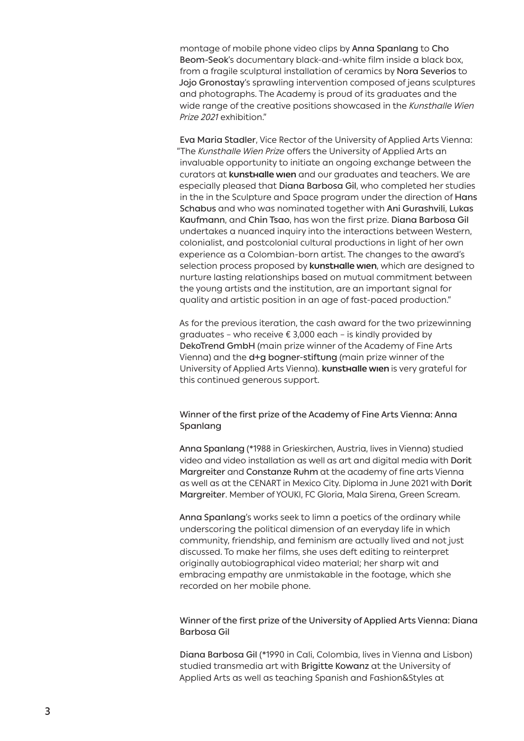montage of mobile phone video clips by Anna Spanlang to Cho Beom-Seok's documentary black-and-white film inside a black box, from a fragile sculptural installation of ceramics by Nora Severios to Jojo Gronostay's sprawling intervention composed of jeans sculptures and photographs. The Academy is proud of its graduates and the wide range of the creative positions showcased in the *Kunsthalle Wien Prize 2021* exhibition."

Eva Maria Stadler, Vice Rector of the University of Applied Arts Vienna: "The *Kunsthalle Wien Prize* offers the University of Applied Arts an invaluable opportunity to initiate an ongoing exchange between the curators at **kunsthalle wien** and our graduates and teachers. We are especially pleased that Diana Barbosa Gil, who completed her studies in the in the Sculpture and Space program under the direction of Hans Schabus and who was nominated together with Ani Gurashvili, Lukas Kaufmann, and Chin Tsao, has won the first prize. Diana Barbosa Gil undertakes a nuanced inquiry into the interactions between Western, colonialist, and postcolonial cultural productions in light of her own experience as a Colombian-born artist. The changes to the award's selection process proposed by **kunsthalle wien**, which are designed to nurture lasting relationships based on mutual commitment between the young artists and the institution, are an important signal for quality and artistic position in an age of fast-paced production."

As for the previous iteration, the cash award for the two prizewinning graduates – who receive € 3,000 each – is kindly provided by DekoTrend GmbH (main prize winner of the Academy of Fine Arts Vienna) and the d+g bogner-stiftung (main prize winner of the University of Applied Arts Vienna). **kunsthalle wien** is very grateful for this continued generous support.

## Winner of the first prize of the Academy of Fine Arts Vienna: Anna Spanlang

Anna Spanlang (*1988 in Grieskirchen, Austria, lives in Vienna) studied video and video installation as well as art and digital media with Dorit Margreiter and Constanze Ruhm at the academy of fine arts Vienna as well as at the CENART in Mexico City. Diploma in June 2021 with Dorit Margreiter. Member of YOUKI, FC Gloria, Mala Sirena, Green Scream.

Anna Spanlang's works seek to limn a poetics of the ordinary while underscoring the political dimension of an everyday life in which community, friendship, and feminism are actually lived and not just discussed. To make her films, she uses deft editing to reinterpret originally autobiographical video material; her sharp wit and embracing empathy are unmistakable in the footage, which she recorded on her mobile phone.

## Winner of the first prize of the University of Applied Arts Vienna: Diana Barbosa Gil

Diana Barbosa Gil (*1990 in Cali, Colombia, lives in Vienna and Lisbon) studied transmedia art with Brigitte Kowanz at the University of Applied Arts as well as teaching Spanish and Fashion&Styles at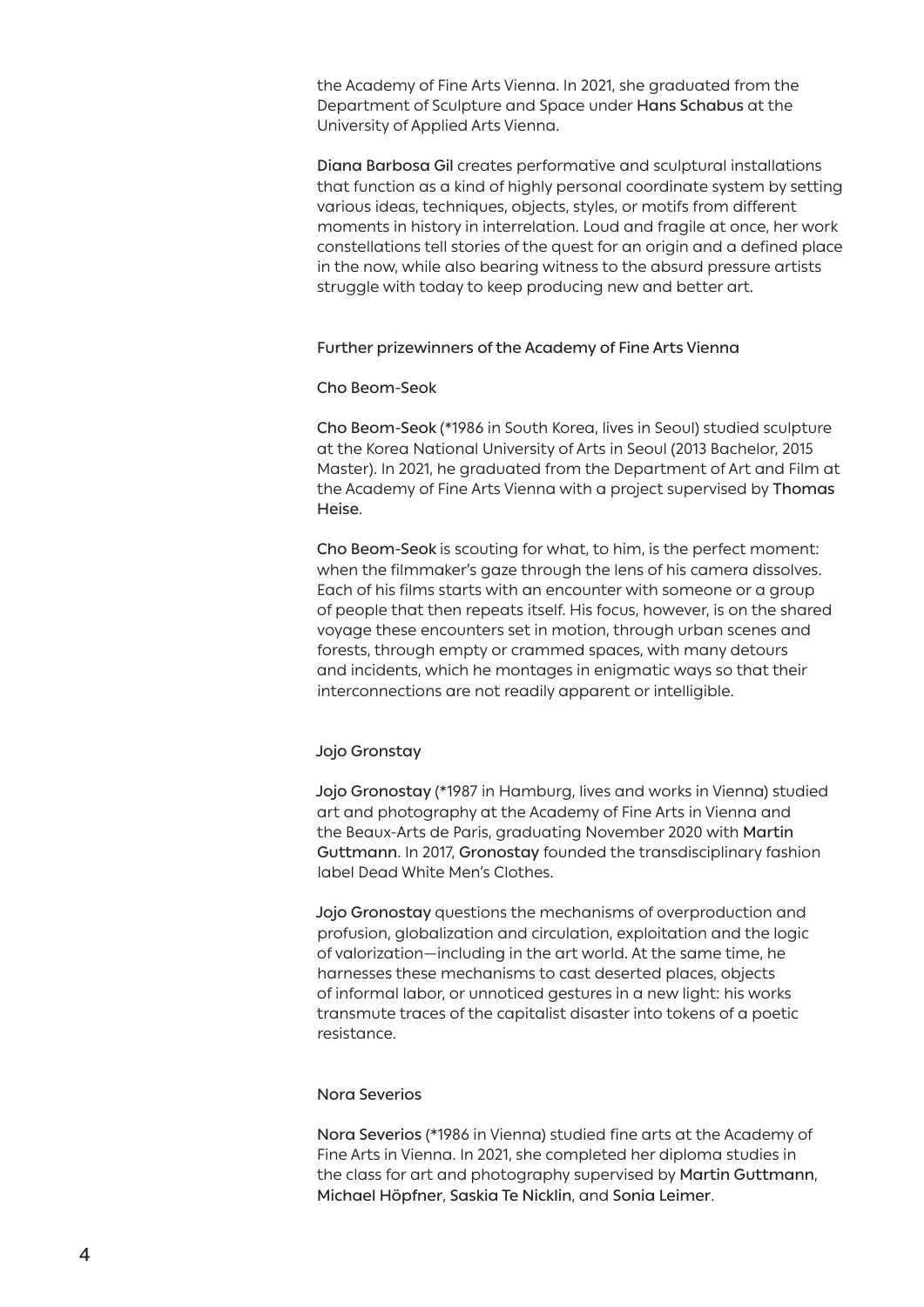the Academy of Fine Arts Vienna. In 2021, she graduated from the Department of Sculpture and Space under **Hans Schabus** at the University of Applied Arts Vienna.

**Diana Barbosa Gil** creates performative and sculptural installations that function as a kind of highly personal coordinate system by setting various ideas, techniques, objects, styles, or motifs from different moments in history in interrelation. Loud and fragile at once, her work constellations tell stories of the quest for an origin and a defined place in the now, while also bearing witness to the absurd pressure artists struggle with today to keep producing new and better art.

## Further prizewinners of the Academy of Fine Arts Vienna

### Cho Beom-Seok

**Cho Beom-Seok** (*1986 in South Korea, lives in Seoul) studied sculpture at the Korea National University of Arts in Seoul (2013 Bachelor, 2015 Master). In 2021, he graduated from the Department of Art and Film at the Academy of Fine Arts Vienna with a project supervised by **Thomas Heise**.

**Cho Beom-Seok** is scouting for what, to him, is the perfect moment: when the filmmaker's gaze through the lens of his camera dissolves. Each of his films starts with an encounter with someone or a group of people that then repeats itself. His focus, however, is on the shared voyage these encounters set in motion, through urban scenes and forests, through empty or crammed spaces, with many detours and incidents, which he montages in enigmatic ways so that their interconnections are not readily apparent or intelligible.

### Jojo Gronstay

**Jojo Gronostay** (*1987 in Hamburg, lives and works in Vienna) studied art and photography at the Academy of Fine Arts in Vienna and the Beaux-Arts de Paris, graduating November 2020 with **Martin Guttmann**. In 2017, **Gronostay** founded the transdisciplinary fashion label Dead White Men's Clothes.

**Jojo Gronostay** questions the mechanisms of overproduction and profusion, globalization and circulation, exploitation and the logic of valorization—including in the art world. At the same time, he harnesses these mechanisms to cast deserted places, objects of informal labor, or unnoticed gestures in a new light: his works transmute traces of the capitalist disaster into tokens of a poetic resistance.

### Nora Severios

**Nora Severios** (*1986 in Vienna) studied fine arts at the Academy of Fine Arts in Vienna. In 2021, she completed her diploma studies in the class for art and photography supervised by **Martin Guttmann**, **Michael Höpfner**, **Saskia Te Nicklin**, and **Sonia Leimer**.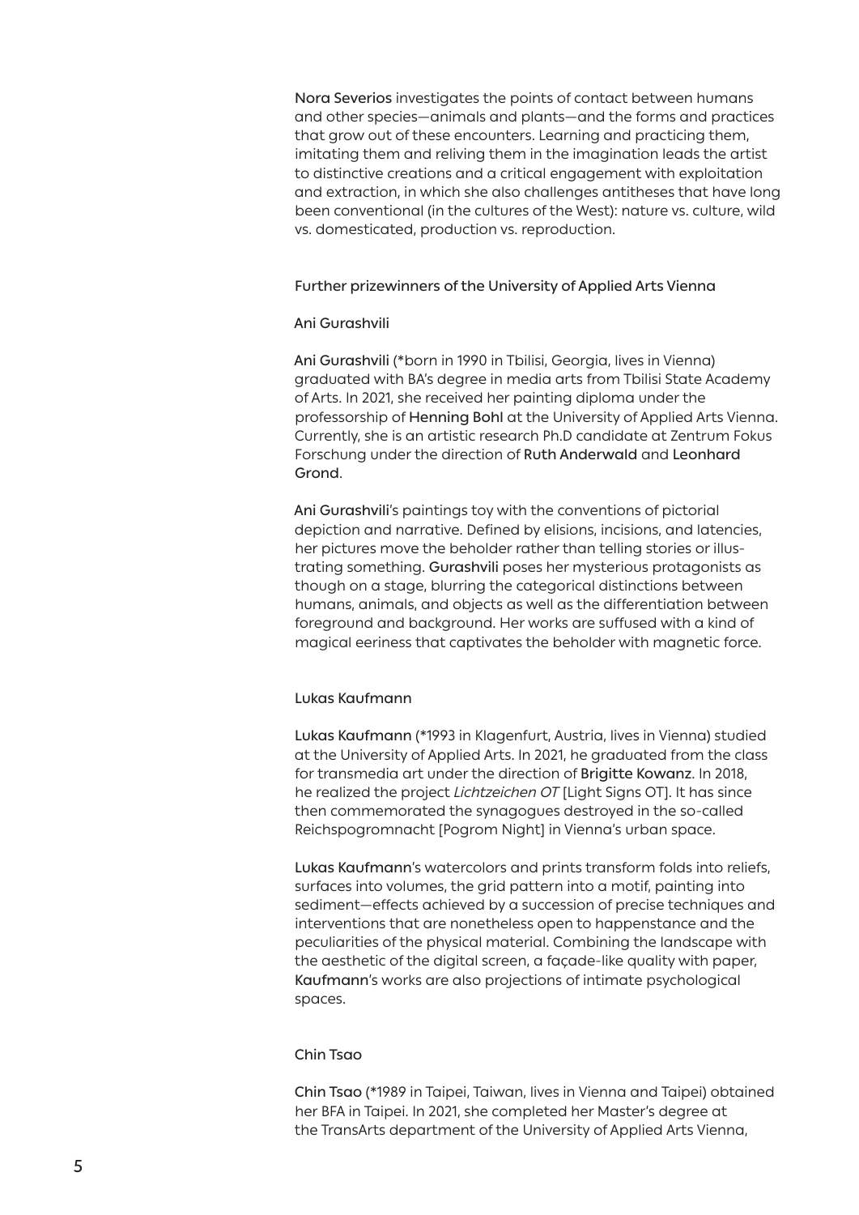**Nora Severios** investigates the points of contact between humans and other species—animals and plants—and the forms and practices that grow out of these encounters. Learning and practicing them, imitating them and reliving them in the imagination leads the artist to distinctive creations and a critical engagement with exploitation and extraction, in which she also challenges antitheses that have long been conventional (in the cultures of the West): nature vs. culture, wild vs. domesticated, production vs. reproduction.

## Further prizewinners of the University of Applied Arts Vienna

### Ani Gurashvili

**Ani Gurashvili** (*born in 1990 in Tbilisi, Georgia, lives in Vienna) graduated with BA's degree in media arts from Tbilisi State Academy of Arts. In 2021, she received her painting diploma under the professorship of **Henning Bohl** at the University of Applied Arts Vienna. Currently, she is an artistic research Ph.D candidate at Zentrum Fokus Forschung under the direction of **Ruth Anderwald** and **Leonhard Grond**.

**Ani Gurashvili**'s paintings toy with the conventions of pictorial depiction and narrative. Defined by elisions, incisions, and latencies, her pictures move the beholder rather than telling stories or illustrating something. **Gurashvili** poses her mysterious protagonists as though on a stage, blurring the categorical distinctions between humans, animals, and objects as well as the differentiation between foreground and background. Her works are suffused with a kind of magical eeriness that captivates the beholder with magnetic force.

### Lukas Kaufmann

**Lukas Kaufmann** (*1993 in Klagenfurt, Austria, lives in Vienna) studied at the University of Applied Arts. In 2021, he graduated from the class for transmedia art under the direction of **Brigitte Kowanz**. In 2018, he realized the project *Lichtzeichen OT* [Light Signs OT]. It has since then commemorated the synagogues destroyed in the so-called Reichspogromnacht [Pogrom Night] in Vienna's urban space.

**Lukas Kaufmann**'s watercolors and prints transform folds into reliefs, surfaces into volumes, the grid pattern into a motif, painting into sediment—effects achieved by a succession of precise techniques and interventions that are nonetheless open to happenstance and the peculiarities of the physical material. Combining the landscape with the aesthetic of the digital screen, a façade-like quality with paper, **Kaufmann**'s works are also projections of intimate psychological spaces.

### Chin Tsao

**Chin Tsao** (*1989 in Taipei, Taiwan, lives in Vienna and Taipei) obtained her BFA in Taipei. In 2021, she completed her Master's degree at the TransArts department of the University of Applied Arts Vienna,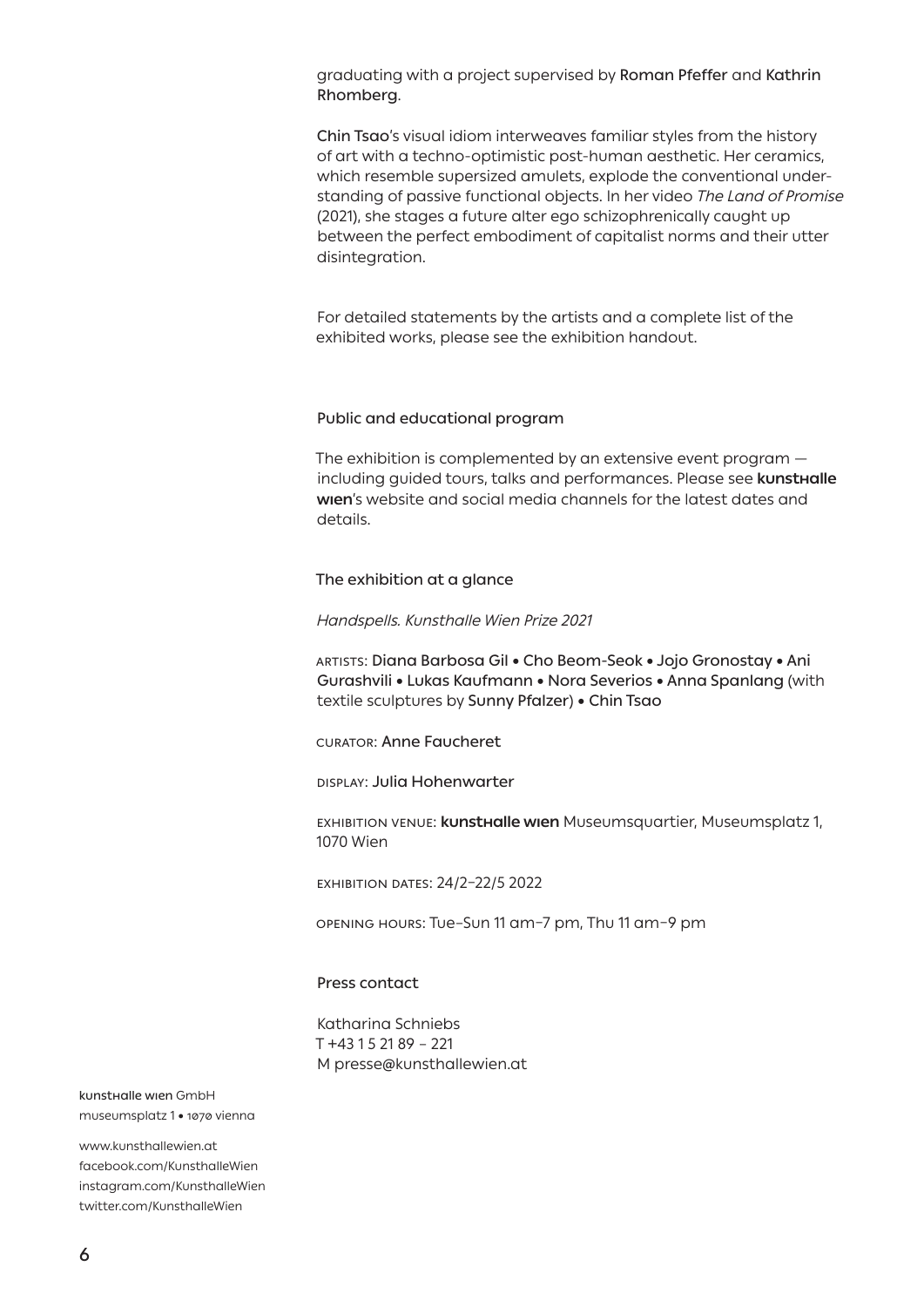graduating with a project supervised by Roman Pfeffer and Kathrin Rhomberg.

Chin Tsao's visual idiom interweaves familiar styles from the history of art with a techno-optimistic post-human aesthetic. Her ceramics, which resemble supersized amulets, explode the conventional understanding of passive functional objects. In her video *The Land of Promise* (2021), she stages a future alter ego schizophrenically caught up between the perfect embodiment of capitalist norms and their utter disintegration.

For detailed statements by the artists and a complete list of the exhibited works, please see the exhibition handout.

## Public and educational program

The exhibition is complemented by an extensive event program — including guided tours, talks and performances. Please see **kunsthalle wien**'s website and social media channels for the latest dates and details.

## The exhibition at a glance

*Handspells. Kunsthalle Wien Prize 2021*

ARTISTS: Diana Barbosa Gil • Cho Beom-Seok • Jojo Gronostay • Ani Gurashvili • Lukas Kaufmann • Nora Severios • Anna Spanlang (with textile sculptures by Sunny Pfalzer) • Chin Tsao

CURATOR: Anne Faucheret

DISPLAY: Julia Hohenwarter

EXHIBITION VENUE: **kunsthalle wien** Museumsquartier, Museumsplatz 1, 1070 Wien

EXHIBITION DATES: 24/2–22/5 2022

OPENING HOURS: Tue–Sun 11 am–7 pm, Thu 11 am–9 pm

## Press contact

Katharina Schniebs
T +43 1 5 21 89 – 221
M presse@kunsthallewien.at

kunsthalle wien GmbH
museumsplatz 1 • 1070 vienna

www.kunsthallewien.at
facebook.com/KunsthalleWien
instagram.com/KunsthalleWien
twitter.com/KunsthalleWien